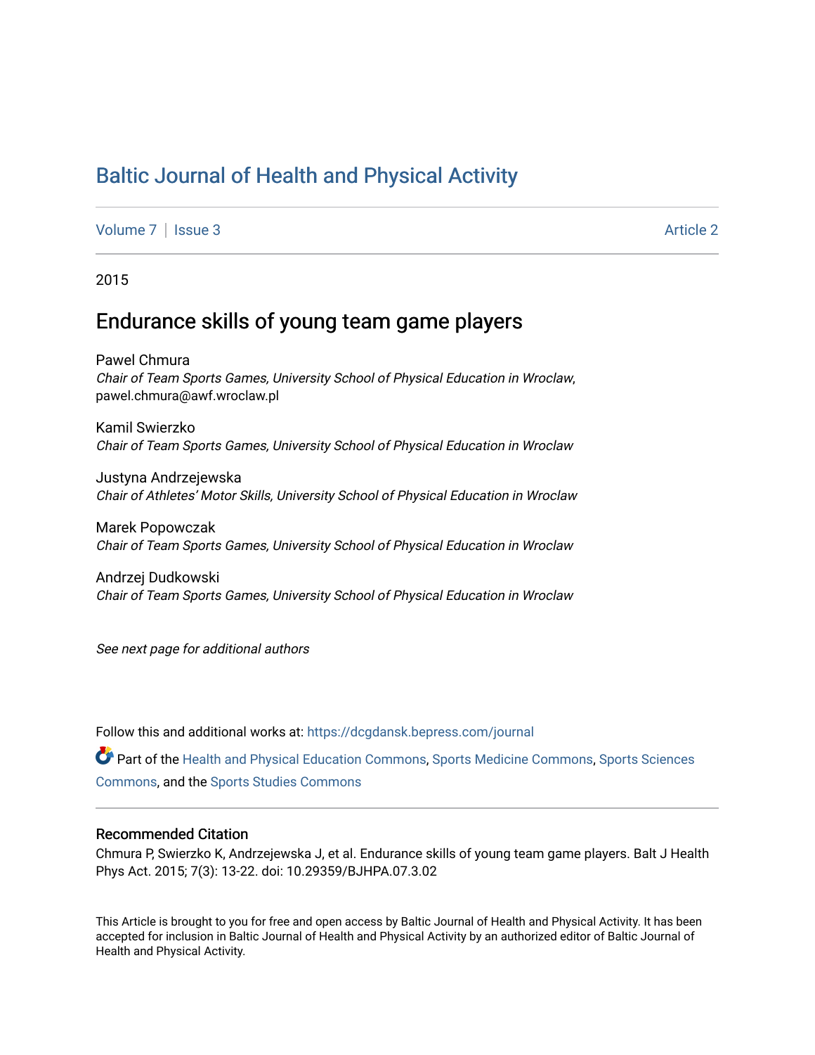# Baltic Journal of Health and Physical Activity

Volume 7 | Issue 3 Article 2

2015

## Endurance skills of young team game players

Pawel Chmura
*Chair of Team Sports Games, University School of Physical Education in Wroclaw*, pawel.chmura@awf.wroclaw.pl

Kamil Swierzko
*Chair of Team Sports Games, University School of Physical Education in Wroclaw*

Justyna Andrzejewska
*Chair of Athletes' Motor Skills, University School of Physical Education in Wroclaw*

Marek Popowczak
*Chair of Team Sports Games, University School of Physical Education in Wroclaw*

Andrzej Dudkowski
*Chair of Team Sports Games, University School of Physical Education in Wroclaw*

*See next page for additional authors*

Follow this and additional works at: https://dcgdansk.bepress.com/journal

Part of the Health and Physical Education Commons, Sports Medicine Commons, Sports Sciences Commons, and the Sports Studies Commons

### Recommended Citation

Chmura P, Swierzko K, Andrzejewska J, et al. Endurance skills of young team game players. Balt J Health Phys Act. 2015; 7(3): 13-22. doi: 10.29359/BJHPA.07.3.02

This Article is brought to you for free and open access by Baltic Journal of Health and Physical Activity. It has been accepted for inclusion in Baltic Journal of Health and Physical Activity by an authorized editor of Baltic Journal of Health and Physical Activity.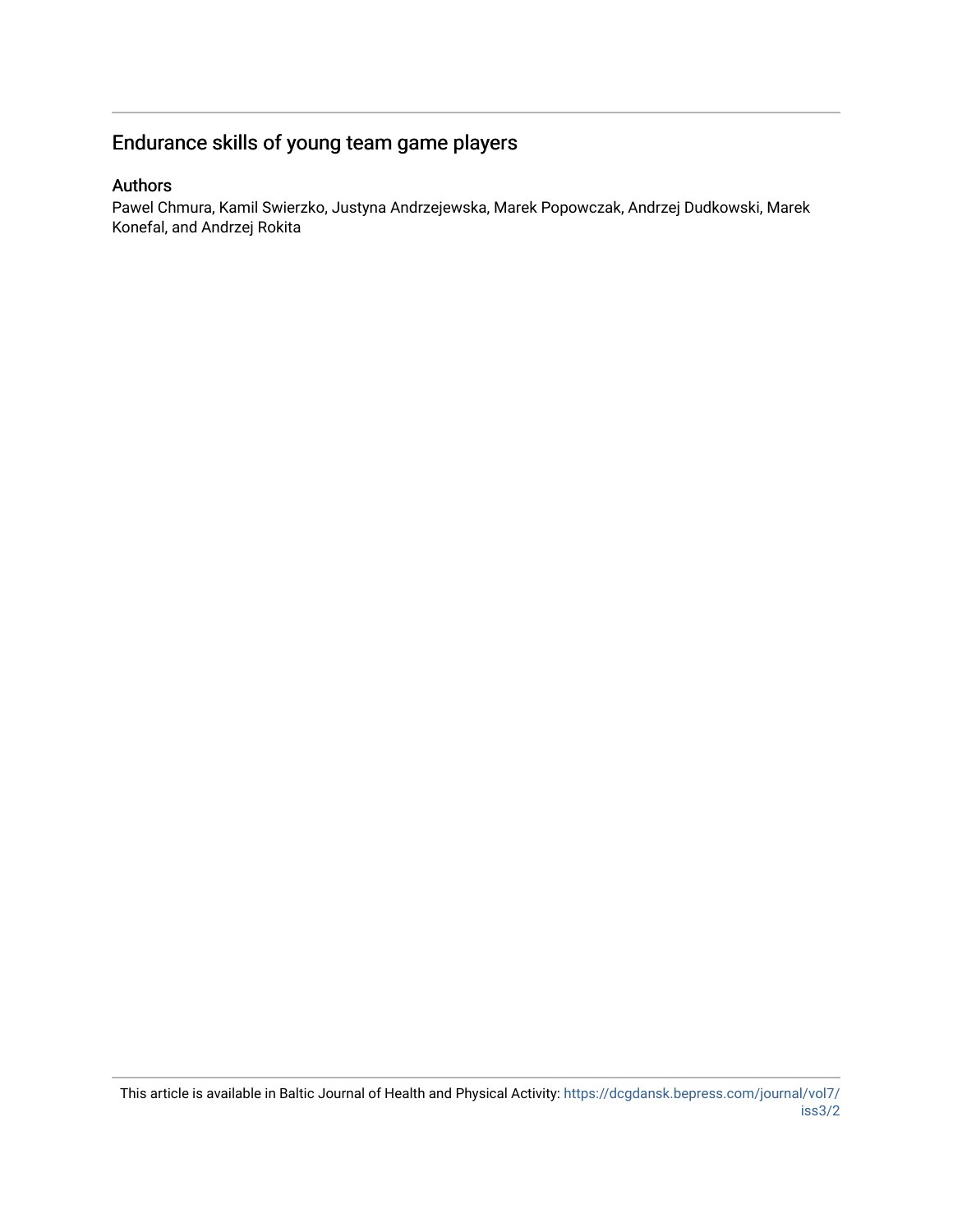# Endurance skills of young team game players

## Authors

Pawel Chmura, Kamil Swierzko, Justyna Andrzejewska, Marek Popowczak, Andrzej Dudkowski, Marek Konefal, and Andrzej Rokita

This article is available in Baltic Journal of Health and Physical Activity: https://dcgdansk.bepress.com/journal/vol7/iss3/2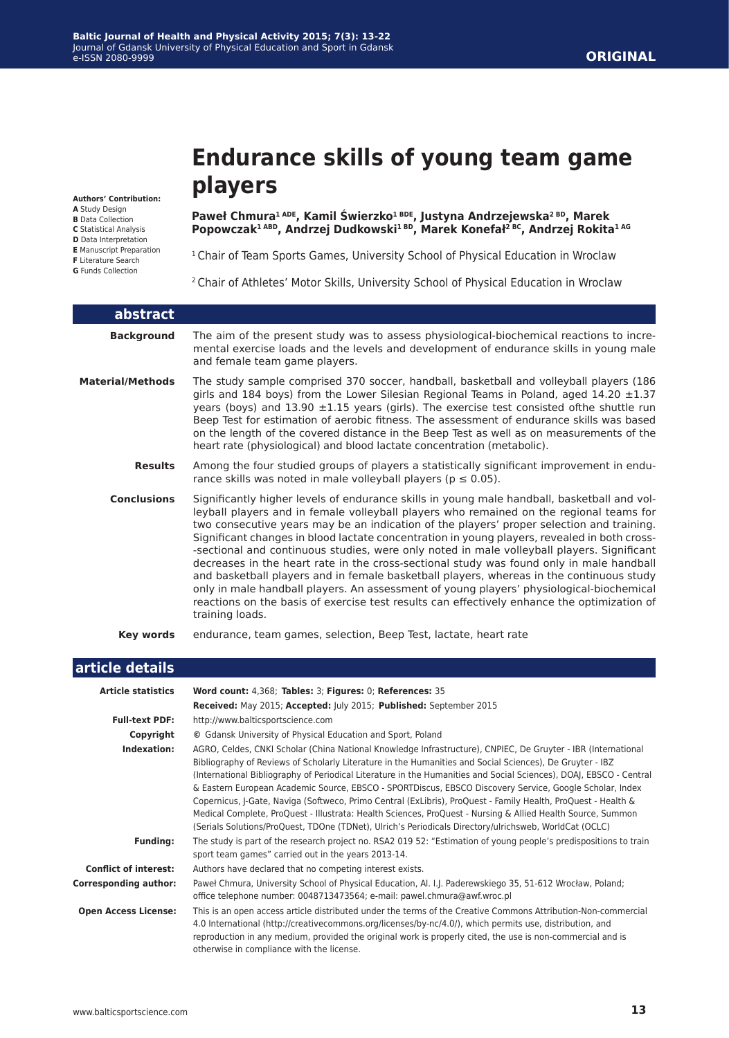# Endurance skills of young team game players

**Authors' Contribution:**
**A** Study Design
**B** Data Collection
**C** Statistical Analysis
**D** Data Interpretation
**E** Manuscript Preparation
**F** Literature Search
**G** Funds Collection

**Paweł Chmura[1 ADE], Kamil Świerzko[1 BDE], Justyna Andrzejewska[2 BD], Marek Popowczak[1 ABD], Andrzej Dudkowski[1 BD], Marek Konefał[2 BC], Andrzej Rokita[1 AG]**

[1] Chair of Team Sports Games, University School of Physical Education in Wroclaw

[2] Chair of Athletes' Motor Skills, University School of Physical Education in Wroclaw

## abstract

**Background** The aim of the present study was to assess physiological-biochemical reactions to incremental exercise loads and the levels and development of endurance skills in young male and female team game players.

**Material/Methods** The study sample comprised 370 soccer, handball, basketball and volleyball players (186 girls and 184 boys) from the Lower Silesian Regional Teams in Poland, aged 14.20 ±1.37 years (boys) and 13.90 ±1.15 years (girls). The exercise test consisted ofthe shuttle run Beep Test for estimation of aerobic fitness. The assessment of endurance skills was based on the length of the covered distance in the Beep Test as well as on measurements of the heart rate (physiological) and blood lactate concentration (metabolic).

**Results** Among the four studied groups of players a statistically significant improvement in endurance skills was noted in male volleyball players ($p \le 0.05$).

**Conclusions** Significantly higher levels of endurance skills in young male handball, basketball and volleyball players and in female volleyball players who remained on the regional teams for two consecutive years may be an indication of the players' proper selection and training. Significant changes in blood lactate concentration in young players, revealed in both cross-sectional and continuous studies, were only noted in male volleyball players. Significant decreases in the heart rate in the cross-sectional study was found only in male handball and basketball players and in female basketball players, whereas in the continuous study only in male handball players. An assessment of young players' physiological-biochemical reactions on the basis of exercise test results can effectively enhance the optimization of training loads.

**Key words** endurance, team games, selection, Beep Test, lactate, heart rate

## article details

**Article statistics** **Word count:** 4,368; **Tables:** 3; **Figures:** 0; **References:** 35
**Received:** May 2015; **Accepted:** July 2015; **Published:** September 2015

**Full-text PDF:** http://www.balticsportscience.com

**Copyright** © Gdansk University of Physical Education and Sport, Poland

**Indexation:** AGRO, Celdes, CNKI Scholar (China National Knowledge Infrastructure), CNPIEC, De Gruyter - IBR (International Bibliography of Reviews of Scholarly Literature in the Humanities and Social Sciences), De Gruyter - IBZ (International Bibliography of Periodical Literature in the Humanities and Social Sciences), DOAJ, EBSCO - Central & Eastern European Academic Source, EBSCO - SPORTDiscus, EBSCO Discovery Service, Google Scholar, Index Copernicus, J-Gate, Naviga (Softweco, Primo Central (ExLibris), ProQuest - Family Health, ProQuest - Health & Medical Complete, ProQuest - Illustrata: Health Sciences, ProQuest - Nursing & Allied Health Source, Summon (Serials Solutions/ProQuest, TDOne (TDNet), Ulrich's Periodicals Directory/ulrichsweb, WorldCat (OCLC)

**Funding:** The study is part of the research project no. RSA2 019 52: "Estimation of young people's predispositions to train sport team games" carried out in the years 2013-14.

**Conflict of interest:** Authors have declared that no competing interest exists.

**Corresponding author:** Paweł Chmura, University School of Physical Education, Al. I.J. Paderewskiego 35, 51-612 Wrocław, Poland; office telephone number: 0048713473564; e-mail: pawel.chmura@awf.wroc.pl

**Open Access License:** This is an open access article distributed under the terms of the Creative Commons Attribution-Non-commercial 4.0 International (http://creativecommons.org/licenses/by-nc/4.0/), which permits use, distribution, and reproduction in any medium, provided the original work is properly cited, the use is non-commercial and is otherwise in compliance with the license.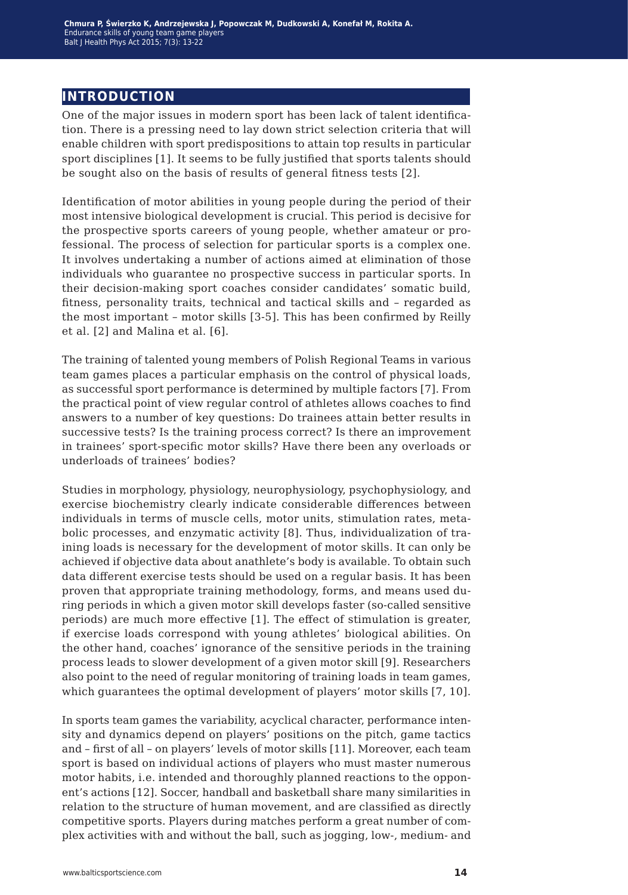## INTRODUCTION

One of the major issues in modern sport has been lack of talent identification. There is a pressing need to lay down strict selection criteria that will enable children with sport predispositions to attain top results in particular sport disciplines [1]. It seems to be fully justified that sports talents should be sought also on the basis of results of general fitness tests [2].

Identification of motor abilities in young people during the period of their most intensive biological development is crucial. This period is decisive for the prospective sports careers of young people, whether amateur or professional. The process of selection for particular sports is a complex one. It involves undertaking a number of actions aimed at elimination of those individuals who guarantee no prospective success in particular sports. In their decision-making sport coaches consider candidates' somatic build, fitness, personality traits, technical and tactical skills and – regarded as the most important – motor skills [3-5]. This has been confirmed by Reilly et al. [2] and Malina et al. [6].

The training of talented young members of Polish Regional Teams in various team games places a particular emphasis on the control of physical loads, as successful sport performance is determined by multiple factors [7]. From the practical point of view regular control of athletes allows coaches to find answers to a number of key questions: Do trainees attain better results in successive tests? Is the training process correct? Is there an improvement in trainees' sport-specific motor skills? Have there been any overloads or underloads of trainees' bodies?

Studies in morphology, physiology, neurophysiology, psychophysiology, and exercise biochemistry clearly indicate considerable differences between individuals in terms of muscle cells, motor units, stimulation rates, metabolic processes, and enzymatic activity [8]. Thus, individualization of training loads is necessary for the development of motor skills. It can only be achieved if objective data about anathlete's body is available. To obtain such data different exercise tests should be used on a regular basis. It has been proven that appropriate training methodology, forms, and means used during periods in which a given motor skill develops faster (so-called sensitive periods) are much more effective [1]. The effect of stimulation is greater, if exercise loads correspond with young athletes' biological abilities. On the other hand, coaches' ignorance of the sensitive periods in the training process leads to slower development of a given motor skill [9]. Researchers also point to the need of regular monitoring of training loads in team games, which guarantees the optimal development of players' motor skills [7, 10].

In sports team games the variability, acyclical character, performance intensity and dynamics depend on players' positions on the pitch, game tactics and – first of all – on players' levels of motor skills [11]. Moreover, each team sport is based on individual actions of players who must master numerous motor habits, i.e. intended and thoroughly planned reactions to the opponent's actions [12]. Soccer, handball and basketball share many similarities in relation to the structure of human movement, and are classified as directly competitive sports. Players during matches perform a great number of complex activities with and without the ball, such as jogging, low-, medium- and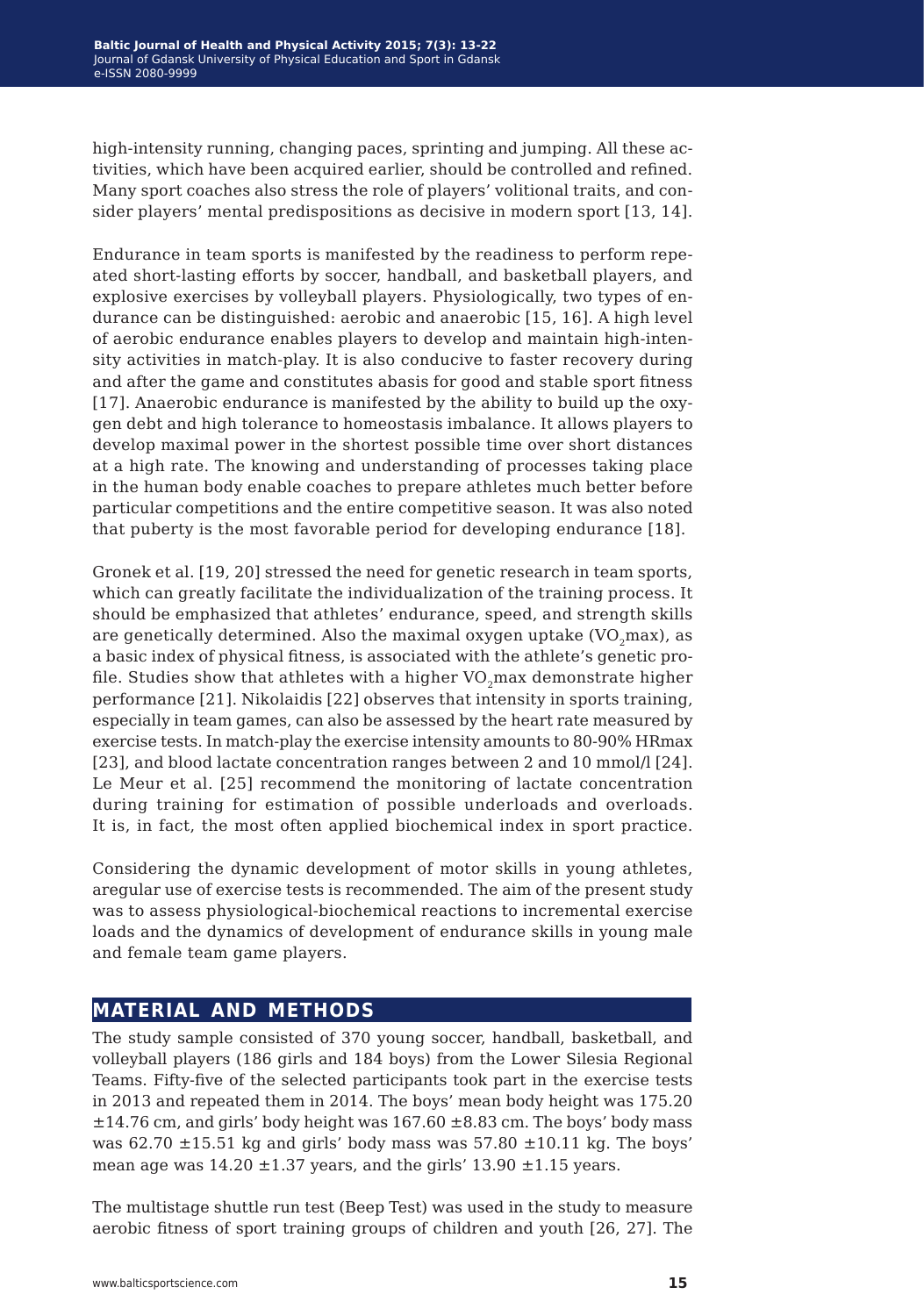high-intensity running, changing paces, sprinting and jumping. All these activities, which have been acquired earlier, should be controlled and refined. Many sport coaches also stress the role of players' volitional traits, and consider players' mental predispositions as decisive in modern sport [13, 14].

Endurance in team sports is manifested by the readiness to perform repeated short-lasting efforts by soccer, handball, and basketball players, and explosive exercises by volleyball players. Physiologically, two types of endurance can be distinguished: aerobic and anaerobic [15, 16]. A high level of aerobic endurance enables players to develop and maintain high-intensity activities in match-play. It is also conducive to faster recovery during and after the game and constitutes abasis for good and stable sport fitness [17]. Anaerobic endurance is manifested by the ability to build up the oxygen debt and high tolerance to homeostasis imbalance. It allows players to develop maximal power in the shortest possible time over short distances at a high rate. The knowing and understanding of processes taking place in the human body enable coaches to prepare athletes much better before particular competitions and the entire competitive season. It was also noted that puberty is the most favorable period for developing endurance [18].

Gronek et al. [19, 20] stressed the need for genetic research in team sports, which can greatly facilitate the individualization of the training process. It should be emphasized that athletes' endurance, speed, and strength skills are genetically determined. Also the maximal oxygen uptake ($VO_2$max), as a basic index of physical fitness, is associated with the athlete's genetic profile. Studies show that athletes with a higher $VO_2$max demonstrate higher performance [21]. Nikolaidis [22] observes that intensity in sports training, especially in team games, can also be assessed by the heart rate measured by exercise tests. In match-play the exercise intensity amounts to 80-90% HRmax [23], and blood lactate concentration ranges between 2 and 10 mmol/l [24]. Le Meur et al. [25] recommend the monitoring of lactate concentration during training for estimation of possible underloads and overloads. It is, in fact, the most often applied biochemical index in sport practice.

Considering the dynamic development of motor skills in young athletes, aregular use of exercise tests is recommended. The aim of the present study was to assess physiological-biochemical reactions to incremental exercise loads and the dynamics of development of endurance skills in young male and female team game players.

## MATERIAL AND METHODS

The study sample consisted of 370 young soccer, handball, basketball, and volleyball players (186 girls and 184 boys) from the Lower Silesia Regional Teams. Fifty-five of the selected participants took part in the exercise tests in 2013 and repeated them in 2014. The boys' mean body height was 175.20 $\pm$14.76 cm, and girls' body height was 167.60 $\pm$8.83 cm. The boys' body mass was 62.70 $\pm$15.51 kg and girls' body mass was 57.80 $\pm$10.11 kg. The boys' mean age was 14.20 $\pm$1.37 years, and the girls' 13.90 $\pm$1.15 years.

The multistage shuttle run test (Beep Test) was used in the study to measure aerobic fitness of sport training groups of children and youth [26, 27]. The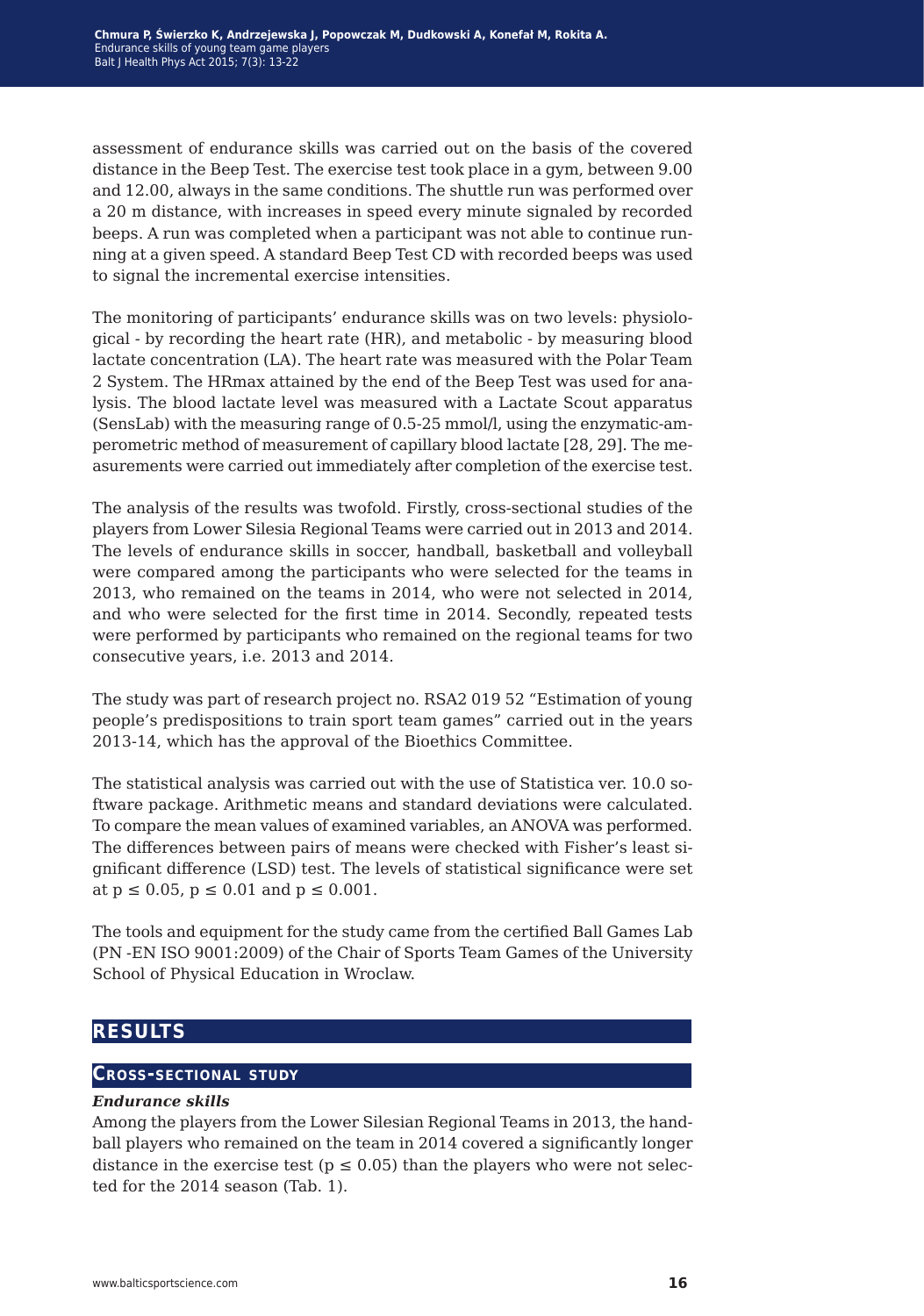assessment of endurance skills was carried out on the basis of the covered distance in the Beep Test. The exercise test took place in a gym, between 9.00 and 12.00, always in the same conditions. The shuttle run was performed over a 20 m distance, with increases in speed every minute signaled by recorded beeps. A run was completed when a participant was not able to continue running at a given speed. A standard Beep Test CD with recorded beeps was used to signal the incremental exercise intensities.

The monitoring of participants' endurance skills was on two levels: physiological - by recording the heart rate (HR), and metabolic - by measuring blood lactate concentration (LA). The heart rate was measured with the Polar Team 2 System. The HRmax attained by the end of the Beep Test was used for analysis. The blood lactate level was measured with a Lactate Scout apparatus (SensLab) with the measuring range of 0.5-25 mmol/l, using the enzymatic-amperometric method of measurement of capillary blood lactate [28, 29]. The measurements were carried out immediately after completion of the exercise test.

The analysis of the results was twofold. Firstly, cross-sectional studies of the players from Lower Silesia Regional Teams were carried out in 2013 and 2014. The levels of endurance skills in soccer, handball, basketball and volleyball were compared among the participants who were selected for the teams in 2013, who remained on the teams in 2014, who were not selected in 2014, and who were selected for the first time in 2014. Secondly, repeated tests were performed by participants who remained on the regional teams for two consecutive years, i.e. 2013 and 2014.

The study was part of research project no. RSA2 019 52 "Estimation of young people's predispositions to train sport team games" carried out in the years 2013-14, which has the approval of the Bioethics Committee.

The statistical analysis was carried out with the use of Statistica ver. 10.0 software package. Arithmetic means and standard deviations were calculated. To compare the mean values of examined variables, an ANOVA was performed. The differences between pairs of means were checked with Fisher's least significant difference (LSD) test. The levels of statistical significance were set at $p \leq 0.05$, $p \leq 0.01$ and $p \leq 0.001$.

The tools and equipment for the study came from the certified Ball Games Lab (PN -EN ISO 9001:2009) of the Chair of Sports Team Games of the University School of Physical Education in Wroclaw.

## RESULTS

### Cross-sectional study

***Endurance skills***

Among the players from the Lower Silesian Regional Teams in 2013, the handball players who remained on the team in 2014 covered a significantly longer distance in the exercise test ($p \leq 0.05$) than the players who were not selected for the 2014 season (Tab. 1).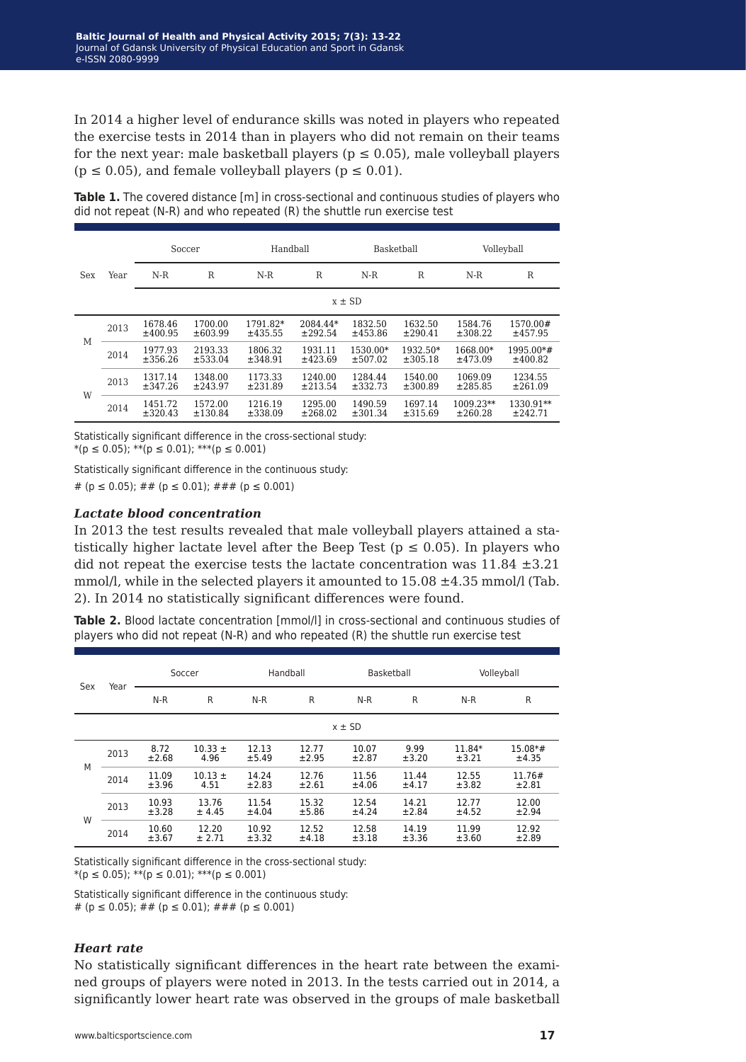In 2014 a higher level of endurance skills was noted in players who repeated the exercise tests in 2014 than in players who did not remain on their teams for the next year: male basketball players ($p \leq 0.05$), male volleyball players ($p \leq 0.05$), and female volleyball players ($p \leq 0.01$).

**Table 1.** The covered distance [m] in cross-sectional and continuous studies of players who did not repeat (N-R) and who repeated (R) the shuttle run exercise test

| Sex | Year | Soccer | | Handball | | Basketball | | Volleyball | |
|---|---|---|---|---|---|---|---|---|---|
| | | N-R | R | N-R | R | N-R | R | N-R | R |
| | | x ± SD | | | | | | | |
| M | 2013 | 1678.46 ±400.95 | 1700.00 ±603.99 | 1791.82* ±435.55 | 2084.44* ±292.54 | 1832.50 ±453.86 | 1632.50 ±290.41 | 1584.76 ±308.22 | 1570.00# ±457.95 |
| M | 2014 | 1977.93 ±356.26 | 2193.33 ±533.04 | 1806.32 ±348.91 | 1931.11 ±423.69 | 1530.00* ±507.02 | 1932.50* ±305.18 | 1668.00* ±473.09 | 1995.00*# ±400.82 |
| W | 2013 | 1317.14 ±347.26 | 1348.00 ±243.97 | 1173.33 ±231.89 | 1240.00 ±213.54 | 1284.44 ±332.73 | 1540.00 ±300.89 | 1069.09 ±285.85 | 1234.55 ±261.09 |
| W | 2014 | 1451.72 ±320.43 | 1572.00 ±130.84 | 1216.19 ±338.09 | 1295.00 ±268.02 | 1490.59 ±301.34 | 1697.14 ±315.69 | 1009.23** ±260.28 | 1330.91** ±242.71 |

Statistically significant difference in the cross-sectional study:
*($p \leq 0.05$); **($p \leq 0.01$); ***($p \leq 0.001$)

Statistically significant difference in the continuous study:
# ($p \leq 0.05$); ## ($p \leq 0.01$); ### ($p \leq 0.001$)

### *Lactate blood concentration*

In 2013 the test results revealed that male volleyball players attained a statistically higher lactate level after the Beep Test ($p \leq 0.05$). In players who did not repeat the exercise tests the lactate concentration was 11.84 ±3.21 mmol/l, while in the selected players it amounted to 15.08 ±4.35 mmol/l (Tab. 2). In 2014 no statistically significant differences were found.

**Table 2.** Blood lactate concentration [mmol/l] in cross-sectional and continuous studies of players who did not repeat (N-R) and who repeated (R) the shuttle run exercise test

| Sex | Year | Soccer | | Handball | | Basketball | | Volleyball | |
|---|---|---|---|---|---|---|---|---|---|
| | | N-R | R | N-R | R | N-R | R | N-R | R |
| | | x ± SD | | | | | | | |
| M | 2013 | 8.72 ±2.68 | 10.33 ± 4.96 | 12.13 ±5.49 | 12.77 ±2.95 | 10.07 ±2.87 | 9.99 ±3.20 | 11.84* ±3.21 | 15.08*# ±4.35 |
| M | 2014 | 11.09 ±3.96 | 10.13 ± 4.51 | 14.24 ±2.83 | 12.76 ±2.61 | 11.56 ±4.06 | 11.44 ±4.17 | 12.55 ±3.82 | 11.76# ±2.81 |
| W | 2013 | 10.93 ±3.28 | 13.76 ± 4.45 | 11.54 ±4.04 | 15.32 ±5.86 | 12.54 ±4.24 | 14.21 ±2.84 | 12.77 ±4.52 | 12.00 ±2.94 |
| W | 2014 | 10.60 ±3.67 | 12.20 ± 2.71 | 10.92 ±3.32 | 12.52 ±4.18 | 12.58 ±3.18 | 14.19 ±3.36 | 11.99 ±3.60 | 12.92 ±2.89 |

Statistically significant difference in the cross-sectional study:
*($p \leq 0.05$); **($p \leq 0.01$); ***($p \leq 0.001$)

Statistically significant difference in the continuous study:
# ($p \leq 0.05$); ## ($p \leq 0.01$); ### ($p \leq 0.001$)

### *Heart rate*

No statistically significant differences in the heart rate between the examined groups of players were noted in 2013. In the tests carried out in 2014, a significantly lower heart rate was observed in the groups of male basketball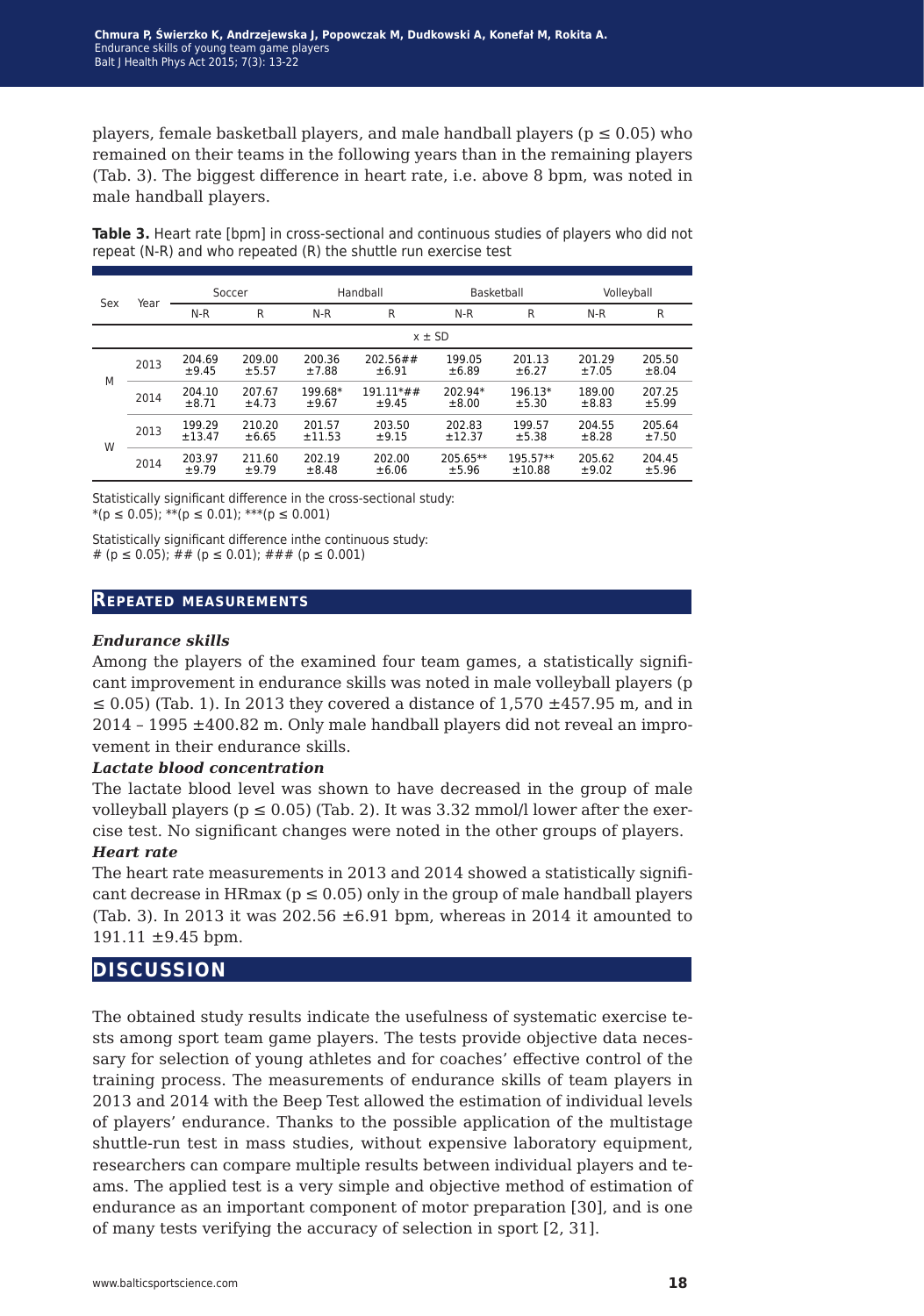players, female basketball players, and male handball players ($p \le 0.05$) who remained on their teams in the following years than in the remaining players (Tab. 3). The biggest difference in heart rate, i.e. above 8 bpm, was noted in male handball players.

**Table 3.** Heart rate [bpm] in cross-sectional and continuous studies of players who did not repeat (N-R) and who repeated (R) the shuttle run exercise test

| Sex | Year | Soccer | | Handball | | Basketball | | Volleyball | |
|---|---|---|---|---|---|---|---|---|---|
| | | N-R | R | N-R | R | N-R | R | N-R | R |
| | | x ± SD | | | | | | | |
| M | 2013 | 204.69 ±9.45 | 209.00 ±5.57 | 200.36 ±7.88 | 202.56## ±6.91 | 199.05 ±6.89 | 201.13 ±6.27 | 201.29 ±7.05 | 205.50 ±8.04 |
| M | 2014 | 204.10 ±8.71 | 207.67 ±4.73 | 199.68* ±9.67 | 191.11*## ±9.45 | 202.94* ±8.00 | 196.13* ±5.30 | 189.00 ±8.83 | 207.25 ±5.99 |
| W | 2013 | 199.29 ±13.47 | 210.20 ±6.65 | 201.57 ±11.53 | 203.50 ±9.15 | 202.83 ±12.37 | 199.57 ±5.38 | 204.55 ±8.28 | 205.64 ±7.50 |
| W | 2014 | 203.97 ±9.79 | 211.60 ±9.79 | 202.19 ±8.48 | 202.00 ±6.06 | 205.65** ±5.96 | 195.57** ±10.88 | 205.62 ±9.02 | 204.45 ±5.96 |

Statistically significant difference in the cross-sectional study:
*($p \le 0.05$); **($p \le 0.01$); ***($p \le 0.001$)

Statistically significant difference inthe continuous study:
# ($p \le 0.05$); ## ($p \le 0.01$); ### ($p \le 0.001$)

## Repeated measurements

***Endurance skills***

Among the players of the examined four team games, a statistically significant improvement in endurance skills was noted in male volleyball players ($p \le 0.05$) (Tab. 1). In 2013 they covered a distance of 1,570 ±457.95 m, and in 2014 – 1995 ±400.82 m. Only male handball players did not reveal an improvement in their endurance skills.

***Lactate blood concentration***

The lactate blood level was shown to have decreased in the group of male volleyball players ($p \le 0.05$) (Tab. 2). It was 3.32 mmol/l lower after the exercise test. No significant changes were noted in the other groups of players.

***Heart rate***

The heart rate measurements in 2013 and 2014 showed a statistically significant decrease in HRmax ($p \le 0.05$) only in the group of male handball players (Tab. 3). In 2013 it was 202.56 ±6.91 bpm, whereas in 2014 it amounted to 191.11 ±9.45 bpm.

## Discussion

The obtained study results indicate the usefulness of systematic exercise tests among sport team game players. The tests provide objective data necessary for selection of young athletes and for coaches' effective control of the training process. The measurements of endurance skills of team players in 2013 and 2014 with the Beep Test allowed the estimation of individual levels of players' endurance. Thanks to the possible application of the multistage shuttle-run test in mass studies, without expensive laboratory equipment, researchers can compare multiple results between individual players and teams. The applied test is a very simple and objective method of estimation of endurance as an important component of motor preparation [30], and is one of many tests verifying the accuracy of selection in sport [2, 31].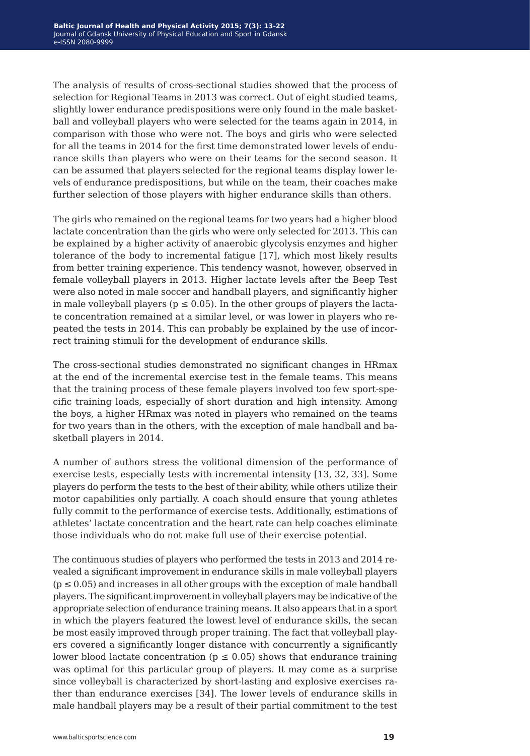The analysis of results of cross-sectional studies showed that the process of selection for Regional Teams in 2013 was correct. Out of eight studied teams, slightly lower endurance predispositions were only found in the male basketball and volleyball players who were selected for the teams again in 2014, in comparison with those who were not. The boys and girls who were selected for all the teams in 2014 for the first time demonstrated lower levels of endurance skills than players who were on their teams for the second season. It can be assumed that players selected for the regional teams display lower levels of endurance predispositions, but while on the team, their coaches make further selection of those players with higher endurance skills than others.

The girls who remained on the regional teams for two years had a higher blood lactate concentration than the girls who were only selected for 2013. This can be explained by a higher activity of anaerobic glycolysis enzymes and higher tolerance of the body to incremental fatigue [17], which most likely results from better training experience. This tendency wasnot, however, observed in female volleyball players in 2013. Higher lactate levels after the Beep Test were also noted in male soccer and handball players, and significantly higher in male volleyball players ($p \leq 0.05$). In the other groups of players the lactate concentration remained at a similar level, or was lower in players who repeated the tests in 2014. This can probably be explained by the use of incorrect training stimuli for the development of endurance skills.

The cross-sectional studies demonstrated no significant changes in HRmax at the end of the incremental exercise test in the female teams. This means that the training process of these female players involved too few sport-specific training loads, especially of short duration and high intensity. Among the boys, a higher HRmax was noted in players who remained on the teams for two years than in the others, with the exception of male handball and basketball players in 2014.

A number of authors stress the volitional dimension of the performance of exercise tests, especially tests with incremental intensity [13, 32, 33]. Some players do perform the tests to the best of their ability, while others utilize their motor capabilities only partially. A coach should ensure that young athletes fully commit to the performance of exercise tests. Additionally, estimations of athletes' lactate concentration and the heart rate can help coaches eliminate those individuals who do not make full use of their exercise potential.

The continuous studies of players who performed the tests in 2013 and 2014 revealed a significant improvement in endurance skills in male volleyball players ($p \leq 0.05$) and increases in all other groups with the exception of male handball players. The significant improvement in volleyball players may be indicative of the appropriate selection of endurance training means. It also appears that in a sport in which the players featured the lowest level of endurance skills, the secan be most easily improved through proper training. The fact that volleyball players covered a significantly longer distance with concurrently a significantly lower blood lactate concentration ($p \leq 0.05$) shows that endurance training was optimal for this particular group of players. It may come as a surprise since volleyball is characterized by short-lasting and explosive exercises rather than endurance exercises [34]. The lower levels of endurance skills in male handball players may be a result of their partial commitment to the test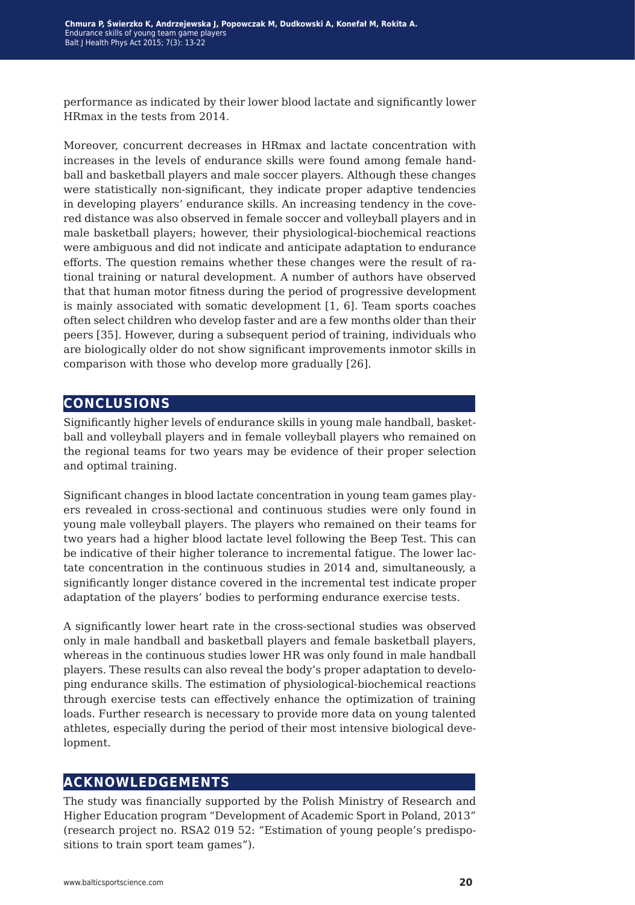performance as indicated by their lower blood lactate and significantly lower HRmax in the tests from 2014.

Moreover, concurrent decreases in HRmax and lactate concentration with increases in the levels of endurance skills were found among female handball and basketball players and male soccer players. Although these changes were statistically non-significant, they indicate proper adaptive tendencies in developing players' endurance skills. An increasing tendency in the covered distance was also observed in female soccer and volleyball players and in male basketball players; however, their physiological-biochemical reactions were ambiguous and did not indicate and anticipate adaptation to endurance efforts. The question remains whether these changes were the result of rational training or natural development. A number of authors have observed that that human motor fitness during the period of progressive development is mainly associated with somatic development [1, 6]. Team sports coaches often select children who develop faster and are a few months older than their peers [35]. However, during a subsequent period of training, individuals who are biologically older do not show significant improvements inmotor skills in comparison with those who develop more gradually [26].

## CONCLUSIONS

Significantly higher levels of endurance skills in young male handball, basketball and volleyball players and in female volleyball players who remained on the regional teams for two years may be evidence of their proper selection and optimal training.

Significant changes in blood lactate concentration in young team games players revealed in cross-sectional and continuous studies were only found in young male volleyball players. The players who remained on their teams for two years had a higher blood lactate level following the Beep Test. This can be indicative of their higher tolerance to incremental fatigue. The lower lactate concentration in the continuous studies in 2014 and, simultaneously, a significantly longer distance covered in the incremental test indicate proper adaptation of the players' bodies to performing endurance exercise tests.

A significantly lower heart rate in the cross-sectional studies was observed only in male handball and basketball players and female basketball players, whereas in the continuous studies lower HR was only found in male handball players. These results can also reveal the body's proper adaptation to developing endurance skills. The estimation of physiological-biochemical reactions through exercise tests can effectively enhance the optimization of training loads. Further research is necessary to provide more data on young talented athletes, especially during the period of their most intensive biological development.

## ACKNOWLEDGEMENTS

The study was financially supported by the Polish Ministry of Research and Higher Education program "Development of Academic Sport in Poland, 2013" (research project no. RSA2 019 52: "Estimation of young people's predispositions to train sport team games").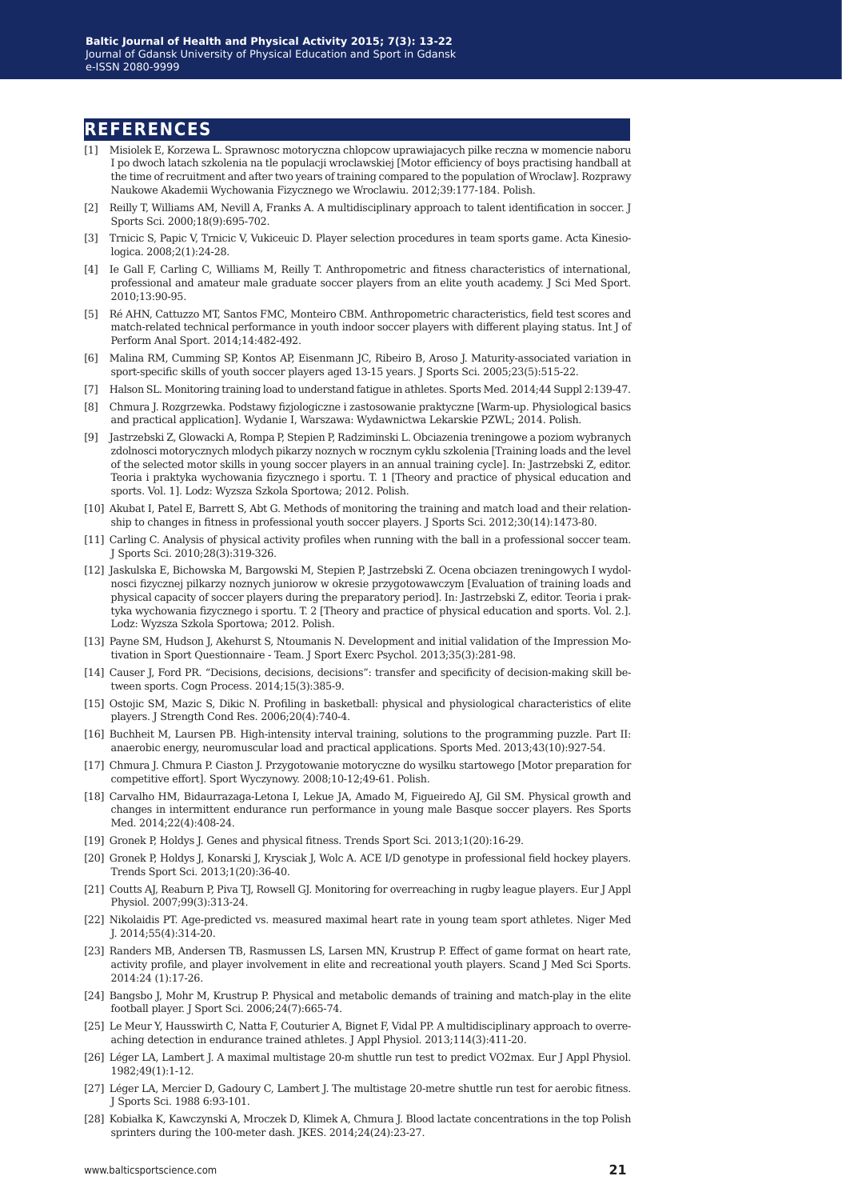## REFERENCES

[1] Misiolek E, Korzewa L. Sprawnosc motoryczna chlopcow uprawiajacych pilke reczna w momencie naboru I po dwoch latach szkolenia na tle populacji wroclawskiej [Motor efficiency of boys practising handball at the time of recruitment and after two years of training compared to the population of Wroclaw]. Rozprawy Naukowe Akademii Wychowania Fizycznego we Wroclawiu. 2012;39:177-184. Polish.

[2] Reilly T, Williams AM, Nevill A, Franks A. A multidisciplinary approach to talent identification in soccer. J Sports Sci. 2000;18(9):695-702.

[3] Trnicic S, Papic V, Trnicic V, Vukiceuic D. Player selection procedures in team sports game. Acta Kinesiologica. 2008;2(1):24-28.

[4] Ie Gall F, Carling C, Williams M, Reilly T. Anthropometric and fitness characteristics of international, professional and amateur male graduate soccer players from an elite youth academy. J Sci Med Sport. 2010;13:90-95.

[5] Ré AHN, Cattuzzo MT, Santos FMC, Monteiro CBM. Anthropometric characteristics, field test scores and match-related technical performance in youth indoor soccer players with different playing status. Int J of Perform Anal Sport. 2014;14:482-492.

[6] Malina RM, Cumming SP, Kontos AP, Eisenmann JC, Ribeiro B, Aroso J. Maturity-associated variation in sport-specific skills of youth soccer players aged 13-15 years. J Sports Sci. 2005;23(5):515-22.

[7] Halson SL. Monitoring training load to understand fatigue in athletes. Sports Med. 2014;44 Suppl 2:139-47.

[8] Chmura J. Rozgrzewka. Podstawy fizjologiczne i zastosowanie praktyczne [Warm-up. Physiological basics and practical application]. Wydanie I, Warszawa: Wydawnictwa Lekarskie PZWL; 2014. Polish.

[9] Jastrzebski Z, Glowacki A, Rompa P, Stepien P, Radziminski L. Obciazenia treningowe a poziom wybranych zdolnosci motorycznych mlodych pikarzy noznych w rocznym cyklu szkolenia [Training loads and the level of the selected motor skills in young soccer players in an annual training cycle]. In: Jastrzebski Z, editor. Teoria i praktyka wychowania fizycznego i sportu. T. 1 [Theory and practice of physical education and sports. Vol. 1]. Lodz: Wyzsza Szkola Sportowa; 2012. Polish.

[10] Akubat I, Patel E, Barrett S, Abt G. Methods of monitoring the training and match load and their relationship to changes in fitness in professional youth soccer players. J Sports Sci. 2012;30(14):1473-80.

[11] Carling C. Analysis of physical activity profiles when running with the ball in a professional soccer team. J Sports Sci. 2010;28(3):319-326.

[12] Jaskulska E, Bichowska M, Bargowski M, Stepien P, Jastrzebski Z. Ocena obciazen treningowych I wydolnosci fizycznej pilkarzy noznych juniorow w okresie przygotowawczym [Evaluation of training loads and physical capacity of soccer players during the preparatory period]. In: Jastrzebski Z, editor. Teoria i praktyka wychowania fizycznego i sportu. T. 2 [Theory and practice of physical education and sports. Vol. 2.]. Lodz: Wyzsza Szkola Sportowa; 2012. Polish.

[13] Payne SM, Hudson J, Akehurst S, Ntoumanis N. Development and initial validation of the Impression Motivation in Sport Questionnaire - Team. J Sport Exerc Psychol. 2013;35(3):281-98.

[14] Causer J, Ford PR. "Decisions, decisions, decisions": transfer and specificity of decision-making skill between sports. Cogn Process. 2014;15(3):385-9.

[15] Ostojic SM, Mazic S, Dikic N. Profiling in basketball: physical and physiological characteristics of elite players. J Strength Cond Res. 2006;20(4):740-4.

[16] Buchheit M, Laursen PB. High-intensity interval training, solutions to the programming puzzle. Part II: anaerobic energy, neuromuscular load and practical applications. Sports Med. 2013;43(10):927-54.

[17] Chmura J. Chmura P. Ciaston J. Przygotowanie motoryczne do wysilku startowego [Motor preparation for competitive effort]. Sport Wyczynowy. 2008;10-12;49-61. Polish.

[18] Carvalho HM, Bidaurrazaga-Letona I, Lekue JA, Amado M, Figueiredo AJ, Gil SM. Physical growth and changes in intermittent endurance run performance in young male Basque soccer players. Res Sports Med. 2014;22(4):408-24.

[19] Gronek P, Holdys J. Genes and physical fitness. Trends Sport Sci. 2013;1(20):16-29.

[20] Gronek P, Holdys J, Konarski J, Krysciak J, Wolc A. ACE I/D genotype in professional field hockey players. Trends Sport Sci. 2013;1(20):36-40.

[21] Coutts AJ, Reaburn P, Piva TJ, Rowsell GJ. Monitoring for overreaching in rugby league players. Eur J Appl Physiol. 2007;99(3):313-24.

[22] Nikolaidis PT. Age-predicted vs. measured maximal heart rate in young team sport athletes. Niger Med J. 2014;55(4):314-20.

[23] Randers MB, Andersen TB, Rasmussen LS, Larsen MN, Krustrup P. Effect of game format on heart rate, activity profile, and player involvement in elite and recreational youth players. Scand J Med Sci Sports. 2014:24 (1):17-26.

[24] Bangsbo J, Mohr M, Krustrup P. Physical and metabolic demands of training and match-play in the elite football player. J Sport Sci. 2006;24(7):665-74.

[25] Le Meur Y, Hausswirth C, Natta F, Couturier A, Bignet F, Vidal PP. A multidisciplinary approach to overreaching detection in endurance trained athletes. J Appl Physiol. 2013;114(3):411-20.

[26] Léger LA, Lambert J. A maximal multistage 20-m shuttle run test to predict VO2max. Eur J Appl Physiol. 1982;49(1):1-12.

[27] Léger LA, Mercier D, Gadoury C, Lambert J. The multistage 20-metre shuttle run test for aerobic fitness. J Sports Sci. 1988 6:93-101.

[28] Kobiałka K, Kawczynski A, Mroczek D, Klimek A, Chmura J. Blood lactate concentrations in the top Polish sprinters during the 100-meter dash. JKES. 2014;24(24):23-27.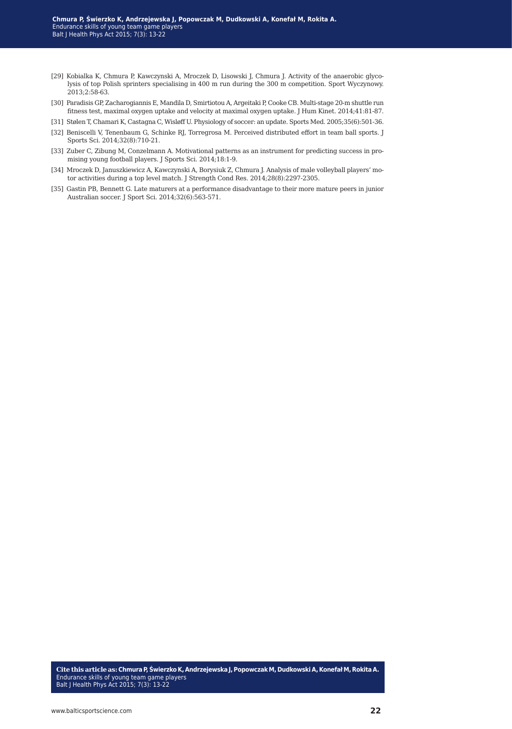[29] Kobialka K, Chmura P, Kawczynski A, Mroczek D, Lisowski J, Chmura J. Activity of the anaerobic glycolysis of top Polish sprinters specialising in 400 m run during the 300 m competition. Sport Wyczynowy. 2013;2:58-63.

[30] Paradisis GP, Zacharogiannis E, Mandila D, Smirtiotou A, Argeitaki P, Cooke CB. Multi-stage 20-m shuttle run fitness test, maximal oxygen uptake and velocity at maximal oxygen uptake. J Hum Kinet. 2014;41:81-87.

[31] Stølen T, Chamari K, Castagna C, Wisløff U. Physiology of soccer: an update. Sports Med. 2005;35(6):501-36.

[32] Beniscelli V, Tenenbaum G, Schinke RJ, Torregrosa M. Perceived distributed effort in team ball sports. J Sports Sci. 2014;32(8):710-21.

[33] Zuber C, Zibung M, Conzelmann A. Motivational patterns as an instrument for predicting success in promising young football players. J Sports Sci. 2014;18:1-9.

[34] Mroczek D, Januszkiewicz A, Kawczynski A, Borysiuk Z, Chmura J. Analysis of male volleyball players' motor activities during a top level match. J Strength Cond Res. 2014;28(8):2297-2305.

[35] Gastin PB, Bennett G. Late maturers at a performance disadvantage to their more mature peers in junior Australian soccer. J Sport Sci. 2014;32(6):563-571.

**Cite this article as: Chmura P, Świerzko K, Andrzejewska J, Popowczak M, Dudkowski A, Konefał M, Rokita A.**
Endurance skills of young team game players
Balt J Health Phys Act 2015; 7(3): 13-22